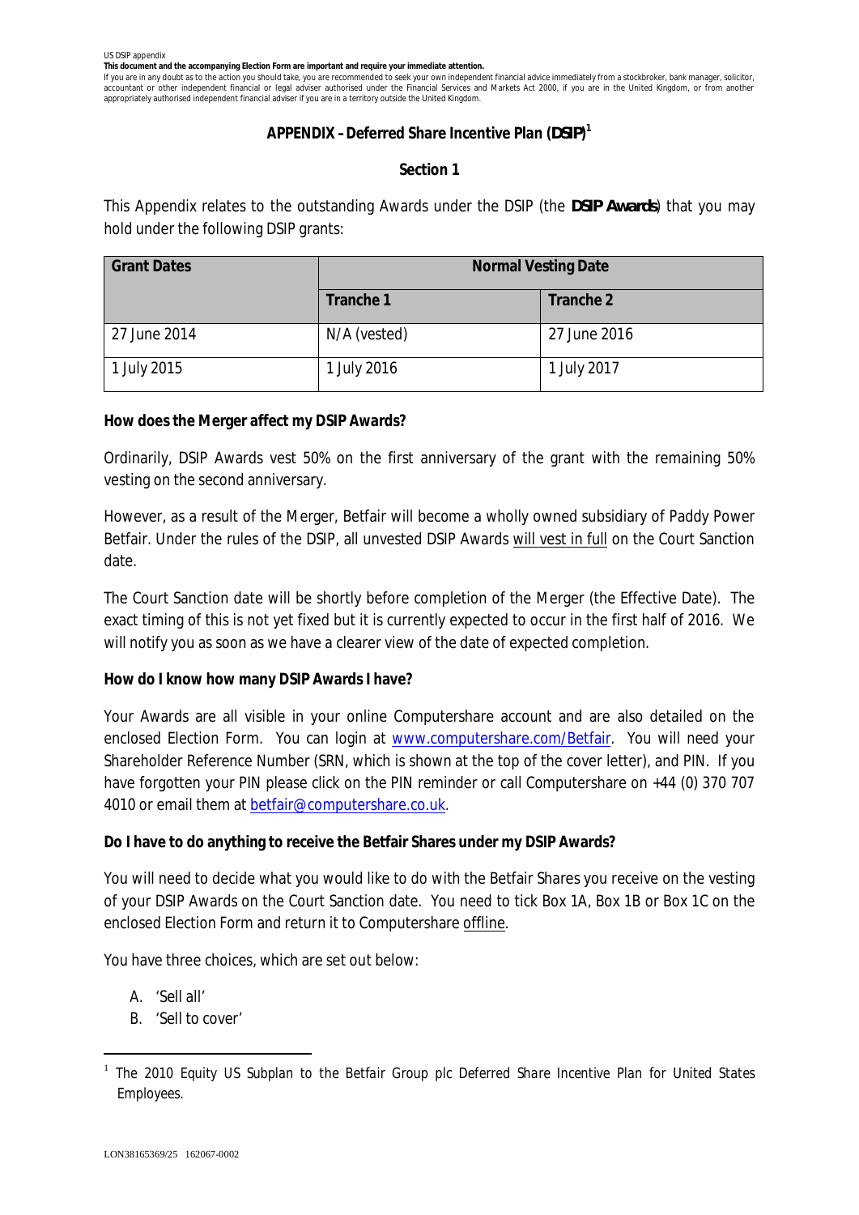US DSIP appendix

**This document and the accompanying Election Form are important and require your immediate attention.**

If you are in any doubt as to the action you should take, you are recommended to seek your own independent financial advice immediately from a stockbroker, bank manager, solicitor, accountant or other independent financial or legal adviser authorised under the Financial Services and Markets Act 2000, if you are in the United Kingdom, or from another appropriately authorised independent financial adviser if you are in a territory outside the United Kingdom.

## APPENDIX – Deferred Share Incentive Plan (DSIP)[1]

### Section 1

This Appendix relates to the outstanding Awards under the DSIP (the **DSIP Awards**) that you may hold under the following DSIP grants:

| Grant Dates | Normal Vesting Date | |
|---|---|---|
| | Tranche 1 | Tranche 2 |
| 27 June 2014 | N/A (vested) | 27 June 2016 |
| 1 July 2015 | 1 July 2016 | 1 July 2017 |

**How does the Merger affect my DSIP Awards?**

Ordinarily, DSIP Awards vest 50% on the first anniversary of the grant with the remaining 50% vesting on the second anniversary.

However, as a result of the Merger, Betfair will become a wholly owned subsidiary of Paddy Power Betfair. Under the rules of the DSIP, all unvested DSIP Awards will vest in full on the Court Sanction date.

The Court Sanction date will be shortly before completion of the Merger (the Effective Date). The exact timing of this is not yet fixed but it is currently expected to occur in the first half of 2016. We will notify you as soon as we have a clearer view of the date of expected completion.

**How do I know how many DSIP Awards I have?**

Your Awards are all visible in your online Computershare account and are also detailed on the enclosed Election Form. You can login at www.computershare.com/Betfair. You will need your Shareholder Reference Number (SRN, which is shown at the top of the cover letter), and PIN. If you have forgotten your PIN please click on the PIN reminder or call Computershare on +44 (0) 370 707 4010 or email them at betfair@computershare.co.uk.

**Do I have to do anything to receive the Betfair Shares under my DSIP Awards?**

You will need to decide what you would like to do with the Betfair Shares you receive on the vesting of your DSIP Awards on the Court Sanction date. You need to tick Box 1A, Box 1B or Box 1C on the enclosed Election Form and return it to Computershare offline.

You have three choices, which are set out below:

A. 'Sell all'
B. 'Sell to cover'

[1] The 2010 Equity US Subplan to the Betfair Group plc Deferred Share Incentive Plan for United States Employees.

LON38165369/25 162067-0002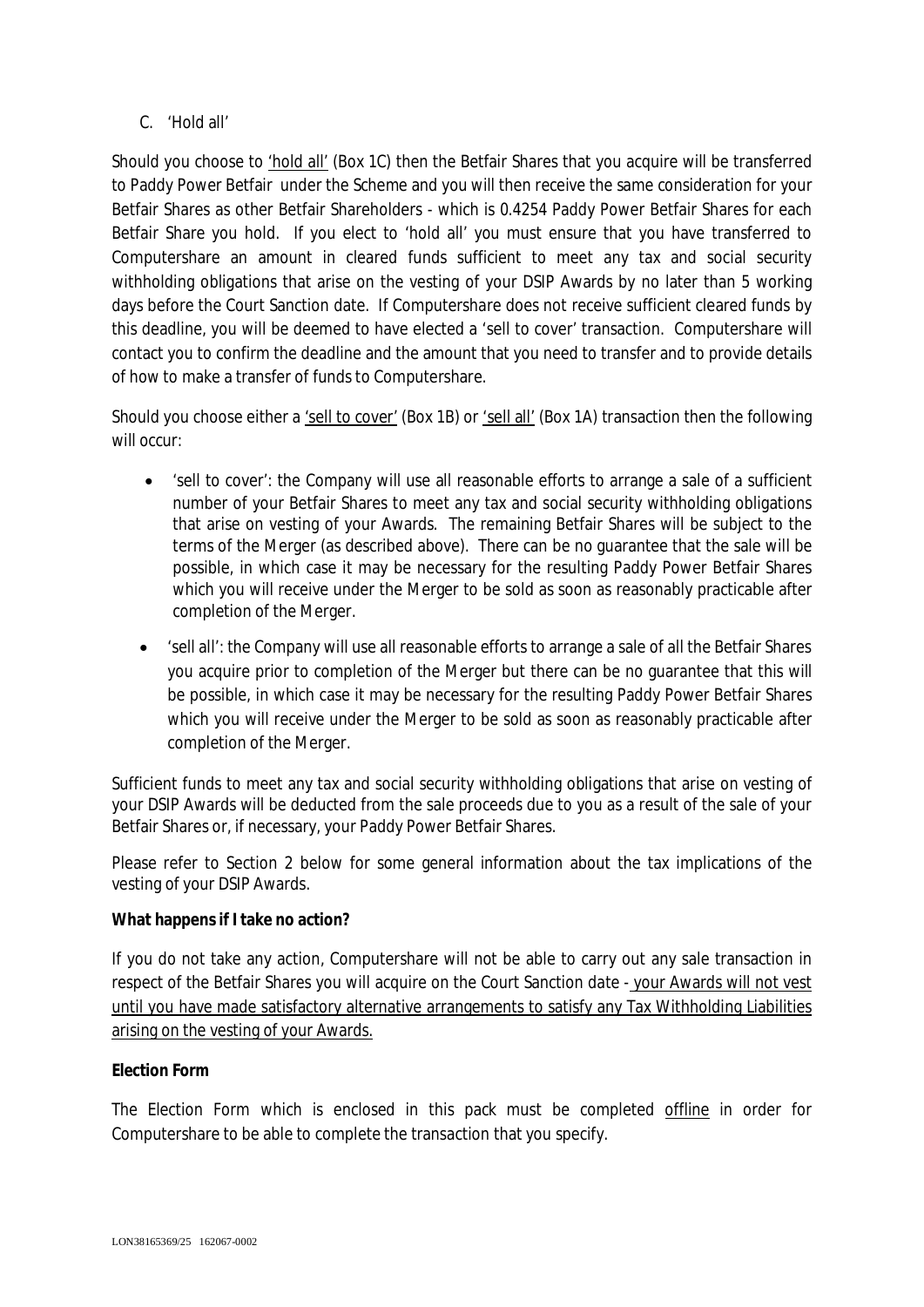C. 'Hold all'

Should you choose to <u>'hold all'</u> (Box 1C) then the Betfair Shares that you acquire will be transferred to Paddy Power Betfair under the Scheme and you will then receive the same consideration for your Betfair Shares as other Betfair Shareholders - which is 0.4254 Paddy Power Betfair Shares for each Betfair Share you hold. If you elect to 'hold all' you must ensure that you have transferred to Computershare an amount in cleared funds sufficient to meet any tax and social security withholding obligations that arise on the vesting of your DSIP Awards by no later than 5 working days before the Court Sanction date. If Computershare does not receive sufficient cleared funds by this deadline, you will be deemed to have elected a 'sell to cover' transaction. Computershare will contact you to confirm the deadline and the amount that you need to transfer and to provide details of how to make a transfer of funds to Computershare.

Should you choose either a <u>'sell to cover'</u> (Box 1B) or <u>'sell all'</u> (Box 1A) transaction then the following will occur:

- 'sell to cover': the Company will use all reasonable efforts to arrange a sale of a sufficient number of your Betfair Shares to meet any tax and social security withholding obligations that arise on vesting of your Awards. The remaining Betfair Shares will be subject to the terms of the Merger (as described above). There can be no guarantee that the sale will be possible, in which case it may be necessary for the resulting Paddy Power Betfair Shares which you will receive under the Merger to be sold as soon as reasonably practicable after completion of the Merger.
- 'sell all': the Company will use all reasonable efforts to arrange a sale of all the Betfair Shares you acquire prior to completion of the Merger but there can be no guarantee that this will be possible, in which case it may be necessary for the resulting Paddy Power Betfair Shares which you will receive under the Merger to be sold as soon as reasonably practicable after completion of the Merger.

Sufficient funds to meet any tax and social security withholding obligations that arise on vesting of your DSIP Awards will be deducted from the sale proceeds due to you as a result of the sale of your Betfair Shares or, if necessary, your Paddy Power Betfair Shares.

Please refer to Section 2 below for some general information about the tax implications of the vesting of your DSIP Awards.

**What happens if I take no action?**

If you do not take any action, Computershare will not be able to carry out any sale transaction in respect of the Betfair Shares you will acquire on the Court Sanction date - <u>your Awards will not vest until you have made satisfactory alternative arrangements to satisfy any Tax Withholding Liabilities arising on the vesting of your Awards.</u>

**Election Form**

The Election Form which is enclosed in this pack must be completed <u>offline</u> in order for Computershare to be able to complete the transaction that you specify.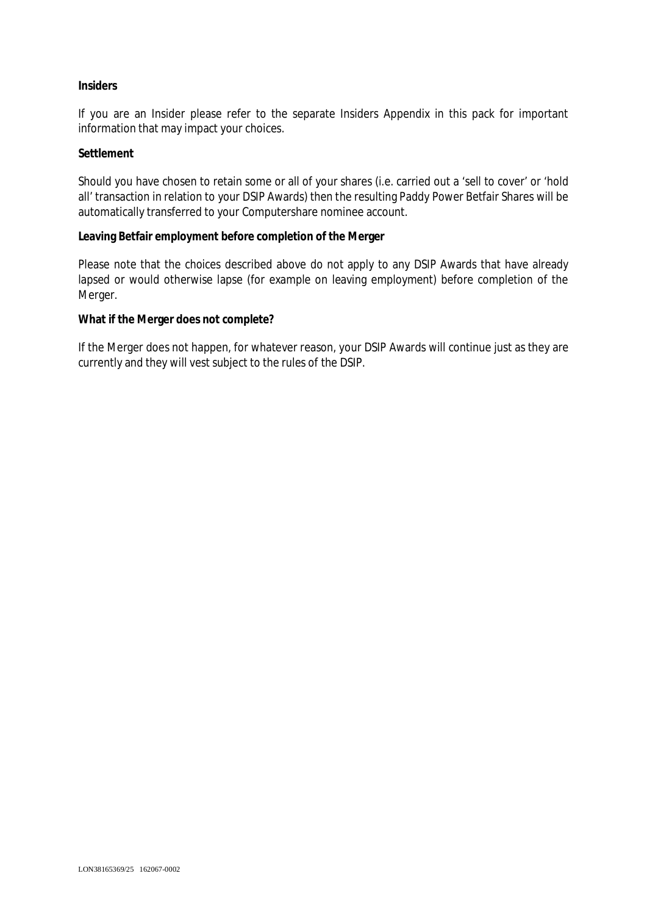**Insiders**

If you are an Insider please refer to the separate Insiders Appendix in this pack for important information that may impact your choices.

**Settlement**

Should you have chosen to retain some or all of your shares (i.e. carried out a 'sell to cover' or 'hold all' transaction in relation to your DSIP Awards) then the resulting Paddy Power Betfair Shares will be automatically transferred to your Computershare nominee account.

**Leaving Betfair employment before completion of the Merger**

Please note that the choices described above do not apply to any DSIP Awards that have already lapsed or would otherwise lapse (for example on leaving employment) before completion of the Merger.

**What if the Merger does not complete?**

If the Merger does not happen, for whatever reason, your DSIP Awards will continue just as they are currently and they will vest subject to the rules of the DSIP.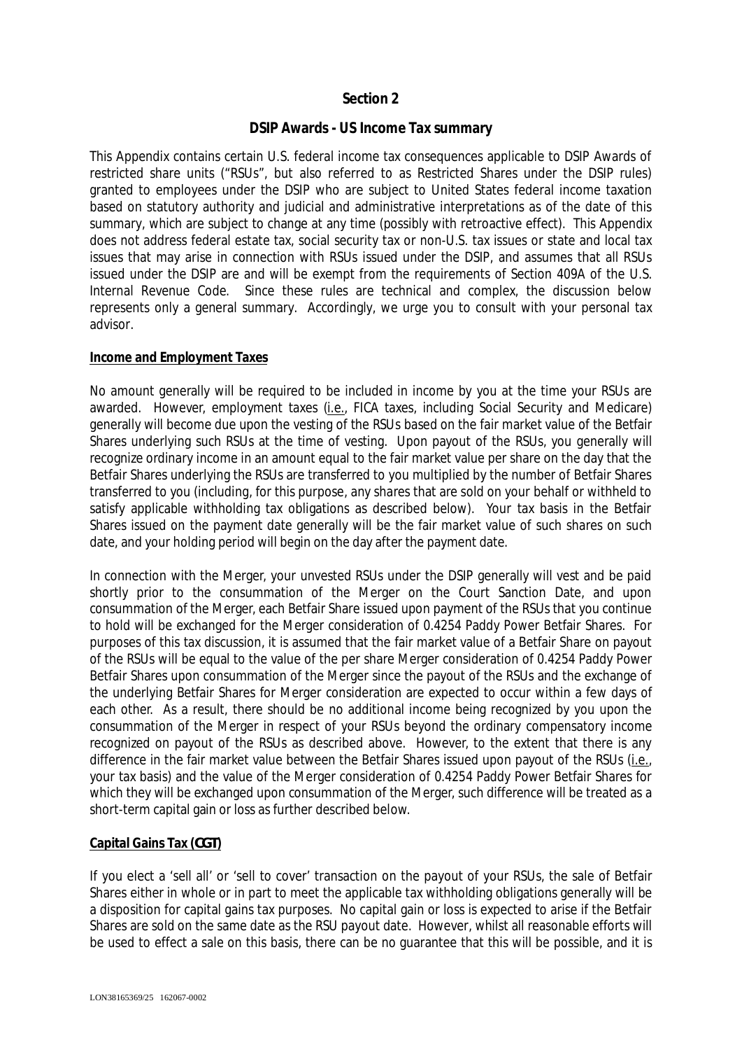## Section 2

### DSIP Awards - US Income Tax summary

This Appendix contains certain U.S. federal income tax consequences applicable to DSIP Awards of restricted share units ("RSUs", but also referred to as Restricted Shares under the DSIP rules) granted to employees under the DSIP who are subject to United States federal income taxation based on statutory authority and judicial and administrative interpretations as of the date of this summary, which are subject to change at any time (possibly with retroactive effect). This Appendix does not address federal estate tax, social security tax or non-U.S. tax issues or state and local tax issues that may arise in connection with RSUs issued under the DSIP, and assumes that all RSUs issued under the DSIP are and will be exempt from the requirements of Section 409A of the U.S. Internal Revenue Code. Since these rules are technical and complex, the discussion below represents only a general summary. Accordingly, we urge you to consult with your personal tax advisor.

**Income and Employment Taxes**

No amount generally will be required to be included in income by you at the time your RSUs are awarded. However, employment taxes (i.e., FICA taxes, including Social Security and Medicare) generally will become due upon the vesting of the RSUs based on the fair market value of the Betfair Shares underlying such RSUs at the time of vesting. Upon payout of the RSUs, you generally will recognize ordinary income in an amount equal to the fair market value per share on the day that the Betfair Shares underlying the RSUs are transferred to you multiplied by the number of Betfair Shares transferred to you (including, for this purpose, any shares that are sold on your behalf or withheld to satisfy applicable withholding tax obligations as described below). Your tax basis in the Betfair Shares issued on the payment date generally will be the fair market value of such shares on such date, and your holding period will begin on the day after the payment date.

In connection with the Merger, your unvested RSUs under the DSIP generally will vest and be paid shortly prior to the consummation of the Merger on the Court Sanction Date, and upon consummation of the Merger, each Betfair Share issued upon payment of the RSUs that you continue to hold will be exchanged for the Merger consideration of 0.4254 Paddy Power Betfair Shares. For purposes of this tax discussion, it is assumed that the fair market value of a Betfair Share on payout of the RSUs will be equal to the value of the per share Merger consideration of 0.4254 Paddy Power Betfair Shares upon consummation of the Merger since the payout of the RSUs and the exchange of the underlying Betfair Shares for Merger consideration are expected to occur within a few days of each other. As a result, there should be no additional income being recognized by you upon the consummation of the Merger in respect of your RSUs beyond the ordinary compensatory income recognized on payout of the RSUs as described above. However, to the extent that there is any difference in the fair market value between the Betfair Shares issued upon payout of the RSUs (i.e., your tax basis) and the value of the Merger consideration of 0.4254 Paddy Power Betfair Shares for which they will be exchanged upon consummation of the Merger, such difference will be treated as a short-term capital gain or loss as further described below.

**Capital Gains Tax (CGT)**

If you elect a 'sell all' or 'sell to cover' transaction on the payout of your RSUs, the sale of Betfair Shares either in whole or in part to meet the applicable tax withholding obligations generally will be a disposition for capital gains tax purposes. No capital gain or loss is expected to arise if the Betfair Shares are sold on the same date as the RSU payout date. However, whilst all reasonable efforts will be used to effect a sale on this basis, there can be no guarantee that this will be possible, and it is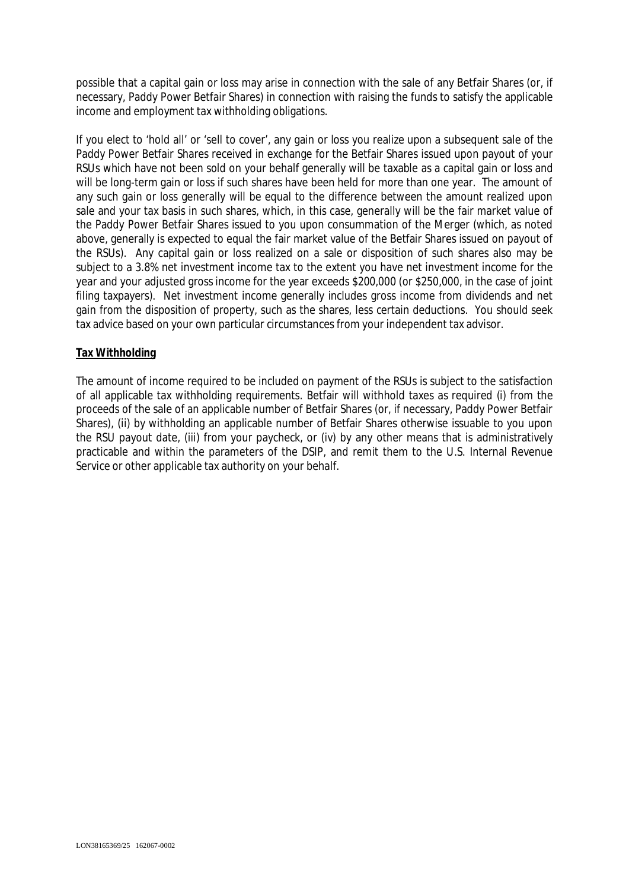possible that a capital gain or loss may arise in connection with the sale of any Betfair Shares (or, if necessary, Paddy Power Betfair Shares) in connection with raising the funds to satisfy the applicable income and employment tax withholding obligations.

If you elect to 'hold all' or 'sell to cover', any gain or loss you realize upon a subsequent sale of the Paddy Power Betfair Shares received in exchange for the Betfair Shares issued upon payout of your RSUs which have not been sold on your behalf generally will be taxable as a capital gain or loss and will be long-term gain or loss if such shares have been held for more than one year. The amount of any such gain or loss generally will be equal to the difference between the amount realized upon sale and your tax basis in such shares, which, in this case, generally will be the fair market value of the Paddy Power Betfair Shares issued to you upon consummation of the Merger (which, as noted above, generally is expected to equal the fair market value of the Betfair Shares issued on payout of the RSUs). Any capital gain or loss realized on a sale or disposition of such shares also may be subject to a 3.8% net investment income tax to the extent you have net investment income for the year and your adjusted gross income for the year exceeds $200,000 (or $250,000, in the case of joint filing taxpayers). Net investment income generally includes gross income from dividends and net gain from the disposition of property, such as the shares, less certain deductions. You should seek tax advice based on your own particular circumstances from your independent tax advisor.

**Tax Withholding**

The amount of income required to be included on payment of the RSUs is subject to the satisfaction of all applicable tax withholding requirements. Betfair will withhold taxes as required (i) from the proceeds of the sale of an applicable number of Betfair Shares (or, if necessary, Paddy Power Betfair Shares), (ii) by withholding an applicable number of Betfair Shares otherwise issuable to you upon the RSU payout date, (iii) from your paycheck, or (iv) by any other means that is administratively practicable and within the parameters of the DSIP, and remit them to the U.S. Internal Revenue Service or other applicable tax authority on your behalf.

LON38165369/25 162067-0002